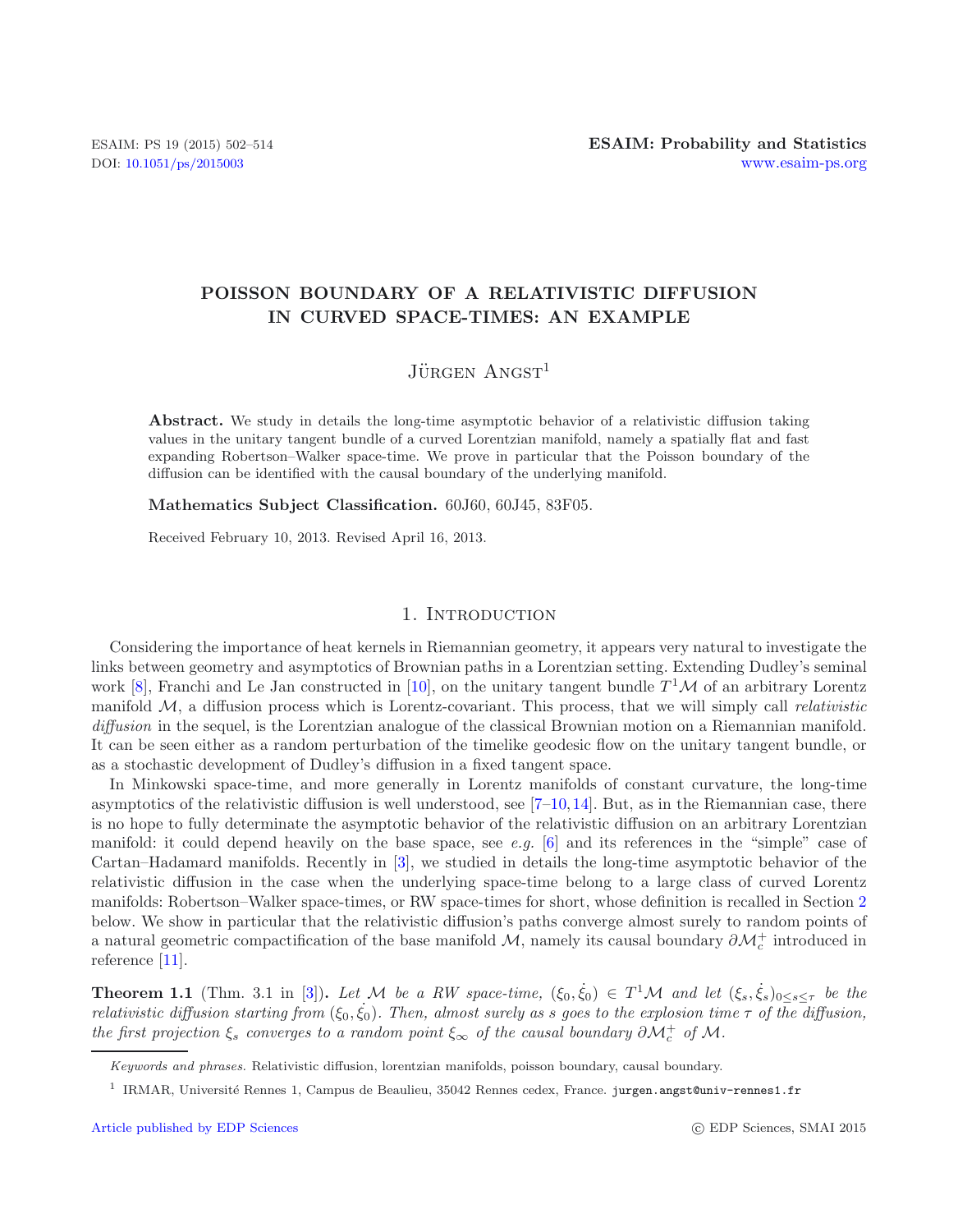# POISSON BOUNDARY OF A RELATIVISTIC DIFFUSION IN CURVED SPACE-TIMES: AN EXAMPLE

Jürgen Angst[1]

**Abstract.** We study in details the long-time asymptotic behavior of a relativistic diffusion taking values in the unitary tangent bundle of a curved Lorentzian manifold, namely a spatially flat and fast expanding Robertson–Walker space-time. We prove in particular that the Poisson boundary of the diffusion can be identified with the causal boundary of the underlying manifold.

**Mathematics Subject Classification.** 60J60, 60J45, 83F05.

Received February 10, 2013. Revised April 16, 2013.

## 1. Introduction

Considering the importance of heat kernels in Riemannian geometry, it appears very natural to investigate the links between geometry and asymptotics of Brownian paths in a Lorentzian setting. Extending Dudley's seminal work [8], Franchi and Le Jan constructed in [10], on the unitary tangent bundle $T^1\mathcal{M}$ of an arbitrary Lorentz manifold $\mathcal{M}$, a diffusion process which is Lorentz-covariant. This process, that we will simply call *relativistic diffusion* in the sequel, is the Lorentzian analogue of the classical Brownian motion on a Riemannian manifold. It can be seen either as a random perturbation of the timelike geodesic flow on the unitary tangent bundle, or as a stochastic development of Dudley's diffusion in a fixed tangent space.

In Minkowski space-time, and more generally in Lorentz manifolds of constant curvature, the long-time asymptotics of the relativistic diffusion is well understood, see [7–10, 14]. But, as in the Riemannian case, there is no hope to fully determinate the asymptotic behavior of the relativistic diffusion on an arbitrary Lorentzian manifold: it could depend heavily on the base space, see *e.g.* [6] and its references in the "simple" case of Cartan–Hadamard manifolds. Recently in [3], we studied in details the long-time asymptotic behavior of the relativistic diffusion in the case when the underlying space-time belong to a large class of curved Lorentz manifolds: Robertson–Walker space-times, or RW space-times for short, whose definition is recalled in Section 2 below. We show in particular that the relativistic diffusion's paths converge almost surely to random points of a natural geometric compactification of the base manifold $\mathcal{M}$, namely its causal boundary $\partial\mathcal{M}_c^+$ introduced in reference [11].

**Theorem 1.1** (Thm. 3.1 in [3])**.** *Let $\mathcal{M}$ be a RW space-time, $(\xi_0, \dot{\xi}_0) \in T^1\mathcal{M}$ and let $(\xi_s, \dot{\xi}_s)_{0\leq s\leq \tau}$ be the relativistic diffusion starting from $(\xi_0, \dot{\xi}_0)$. Then, almost surely as $s$ goes to the explosion time $\tau$ of the diffusion, the first projection $\xi_s$ converges to a random point $\xi_\infty$ of the causal boundary $\partial\mathcal{M}_c^+$ of $\mathcal{M}$.*

*Keywords and phrases.* Relativistic diffusion, lorentzian manifolds, poisson boundary, causal boundary.

[1] IRMAR, Université Rennes 1, Campus de Beaulieu, 35042 Rennes cedex, France. jurgen.angst@univ-rennes1.fr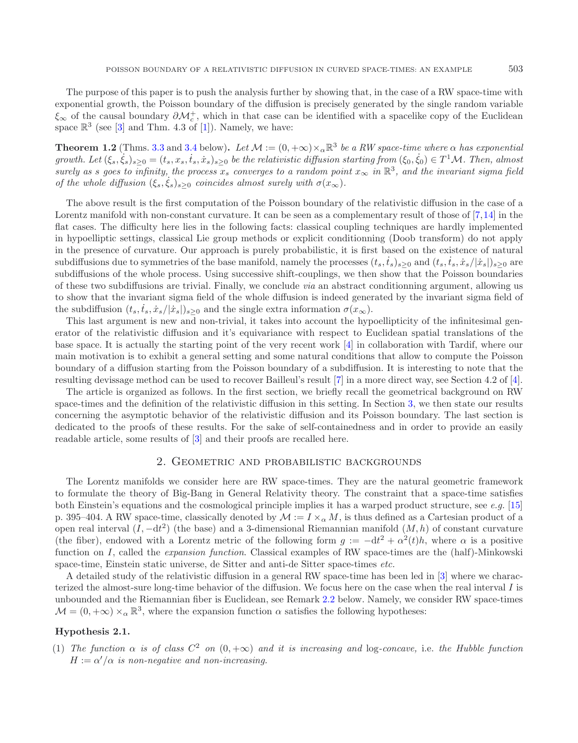The purpose of this paper is to push the analysis further by showing that, in the case of a RW space-time with exponential growth, the Poisson boundary of the diffusion is precisely generated by the single random variable $\xi_\infty$ of the causal boundary $\partial \mathcal{M}_c^+$, which in that case can be identified with a spacelike copy of the Euclidean space $\mathbb{R}^3$ (see [3] and Thm. 4.3 of [1]). Namely, we have:

**Theorem 1.2** (Thms. 3.3 and 3.4 below)**.** *Let $\mathcal{M} := (0, +\infty) \times_\alpha \mathbb{R}^3$ be a RW space-time where $\alpha$ has exponential growth. Let $(\xi_s, \dot{\xi}_s)_{s \geq 0} = (t_s, x_s, \dot{t}_s, \dot{x}_s)_{s \geq 0}$ be the relativistic diffusion starting from $(\xi_0, \dot{\xi}_0) \in T^1\mathcal{M}$. Then, almost surely as $s$ goes to infinity, the process $x_s$ converges to a random point $x_\infty$ in $\mathbb{R}^3$, and the invariant sigma field of the whole diffusion $(\xi_s, \dot{\xi}_s)_{s \geq 0}$ coincides almost surely with $\sigma(x_\infty)$.*

The above result is the first computation of the Poisson boundary of the relativistic diffusion in the case of a Lorentz manifold with non-constant curvature. It can be seen as a complementary result of those of [7,14] in the flat cases. The difficulty here lies in the following facts: classical coupling techniques are hardly implemented in hypoelliptic settings, classical Lie group methods or explicit conditionning (Doob transform) do not apply in the presence of curvature. Our approach is purely probabilistic, it is first based on the existence of natural subdiffusions due to symmetries of the base manifold, namely the processes $(t_s, \dot{t}_s)_{s \geq 0}$ and $(t_s, \dot{t}_s, \dot{x}_s/|\dot{x}_s|)_{s \geq 0}$ are subdiffusions of the whole process. Using successive shift-couplings, we then show that the Poisson boundaries of these two subdiffusions are trivial. Finally, we conclude *via* an abstract conditionning argument, allowing us to show that the invariant sigma field of the whole diffusion is indeed generated by the invariant sigma field of the subdiffusion $(t_s, \dot{t}_s, \dot{x}_s/|\dot{x}_s|)_{s \geq 0}$ and the single extra information $\sigma(x_\infty)$.

This last argument is new and non-trivial, it takes into account the hypoellipticity of the infinitesimal generator of the relativistic diffusion and it's equivariance with respect to Euclidean spatial translations of the base space. It is actually the starting point of the very recent work [4] in collaboration with Tardif, where our main motivation is to exhibit a general setting and some natural conditions that allow to compute the Poisson boundary of a diffusion starting from the Poisson boundary of a subdiffusion. It is interesting to note that the resulting devissage method can be used to recover Bailleul's result [7] in a more direct way, see Section 4.2 of [4].

The article is organized as follows. In the first section, we briefly recall the geometrical background on RW space-times and the definition of the relativistic diffusion in this setting. In Section 3, we then state our results concerning the asymptotic behavior of the relativistic diffusion and its Poisson boundary. The last section is dedicated to the proofs of these results. For the sake of self-containedness and in order to provide an easily readable article, some results of [3] and their proofs are recalled here.

## 2. Geometric and probabilistic backgrounds

The Lorentz manifolds we consider here are RW space-times. They are the natural geometric framework to formulate the theory of Big-Bang in General Relativity theory. The constraint that a space-time satisfies both Einstein's equations and the cosmological principle implies it has a warped product structure, see *e.g.* [15] p. 395–404. A RW space-time, classically denoted by $\mathcal{M} := I \times_\alpha M$, is thus defined as a Cartesian product of a open real interval $(I, -\mathrm{d}t^2)$ (the base) and a 3-dimensional Riemannian manifold $(M, h)$ of constant curvature (the fiber), endowed with a Lorentz metric of the following form $g := -\mathrm{d}t^2 + \alpha^2(t)h$, where $\alpha$ is a positive function on $I$, called the *expansion function*. Classical examples of RW space-times are the (half)-Minkowski space-time, Einstein static universe, de Sitter and anti-de Sitter space-times *etc.*

A detailed study of the relativistic diffusion in a general RW space-time has been led in [3] where we characterized the almost-sure long-time behavior of the diffusion. We focus here on the case when the real interval $I$ is unbounded and the Riemannian fiber is Euclidean, see Remark 2.2 below. Namely, we consider RW space-times $\mathcal{M} = (0, +\infty) \times_\alpha \mathbb{R}^3$, where the expansion function $\alpha$ satisfies the following hypotheses:

**Hypothesis 2.1.**

(1) *The function $\alpha$ is of class $C^2$ on $(0, +\infty)$ and it is increasing and* log*-concave,* i.e. *the Hubble function $H := \alpha'/\alpha$ is non-negative and non-increasing.*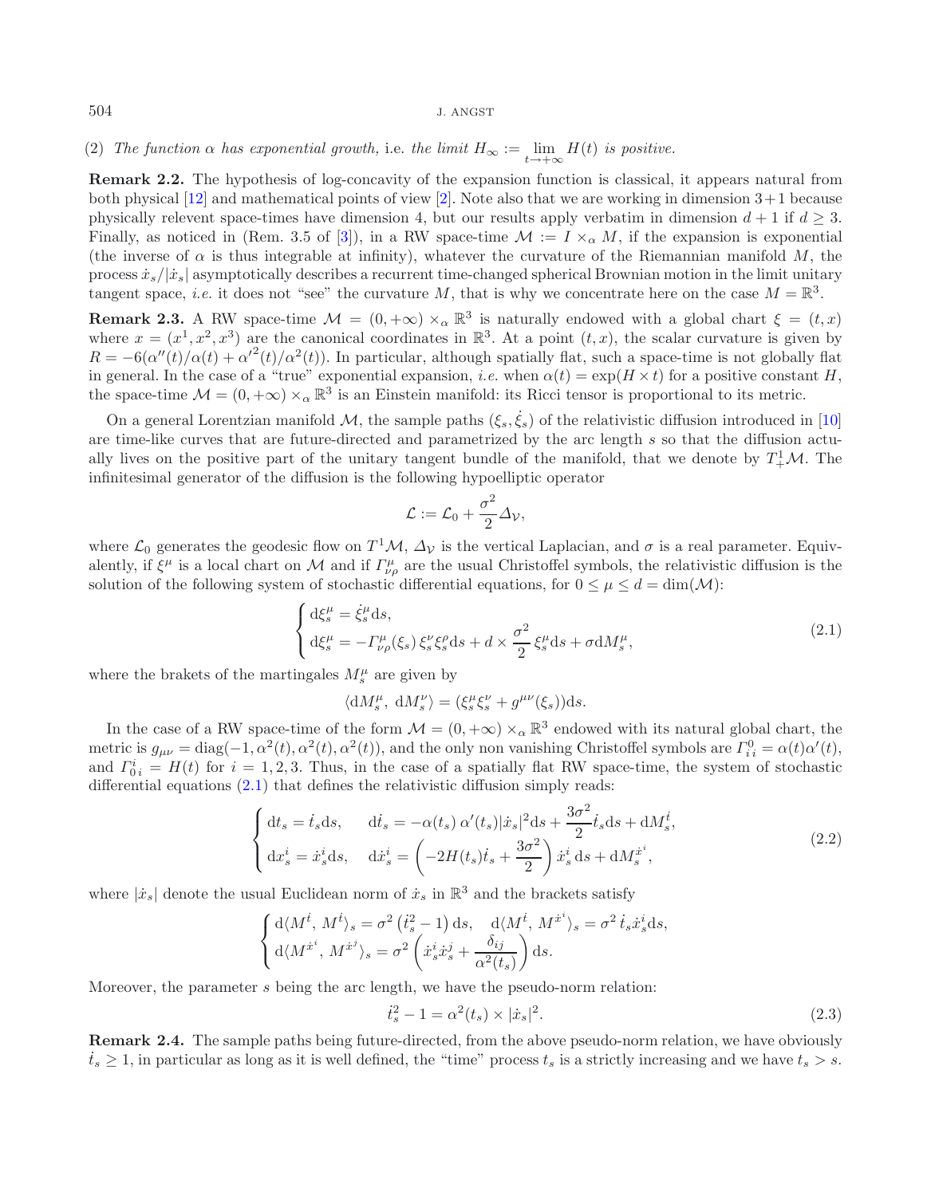(2) *The function $\alpha$ has exponential growth,* i.e. *the limit $H_\infty := \lim_{t\to+\infty} H(t)$ is positive.*

**Remark 2.2.** The hypothesis of log-concavity of the expansion function is classical, it appears natural from both physical [12] and mathematical points of view [2]. Note also that we are working in dimension 3+1 because physically relevent space-times have dimension 4, but our results apply verbatim in dimension $d+1$ if $d \geq 3$. Finally, as noticed in (Rem. 3.5 of [3]), in a RW space-time $\mathcal{M} := I \times_\alpha M$, if the expansion is exponential (the inverse of $\alpha$ is thus integrable at infinity), whatever the curvature of the Riemannian manifold $M$, the process $\dot{x}_s/|\dot{x}_s|$ asymptotically describes a recurrent time-changed spherical Brownian motion in the limit unitary tangent space, *i.e.* it does not "see" the curvature $M$, that is why we concentrate here on the case $M = \mathbb{R}^3$.

**Remark 2.3.** A RW space-time $\mathcal{M} = (0, +\infty) \times_\alpha \mathbb{R}^3$ is naturally endowed with a global chart $\xi = (t, x)$ where $x = (x^1, x^2, x^3)$ are the canonical coordinates in $\mathbb{R}^3$. At a point $(t, x)$, the scalar curvature is given by $R = -6(\alpha''(t)/\alpha(t) + \alpha'^2(t)/\alpha^2(t))$. In particular, although spatially flat, such a space-time is not globally flat in general. In the case of a "true" exponential expansion, *i.e.* when $\alpha(t) = \exp(H \times t)$ for a positive constant $H$, the space-time $\mathcal{M} = (0, +\infty) \times_\alpha \mathbb{R}^3$ is an Einstein manifold: its Ricci tensor is proportional to its metric.

On a general Lorentzian manifold $\mathcal{M}$, the sample paths $(\xi_s, \dot{\xi}_s)$ of the relativistic diffusion introduced in [10] are time-like curves that are future-directed and parametrized by the arc length $s$ so that the diffusion actually lives on the positive part of the unitary tangent bundle of the manifold, that we denote by $T^1_+\mathcal{M}$. The infinitesimal generator of the diffusion is the following hypoelliptic operator

$$\mathcal{L} := \mathcal{L}_0 + \frac{\sigma^2}{2}\Delta_{\mathcal{V}},$$

where $\mathcal{L}_0$ generates the geodesic flow on $T^1\mathcal{M}$, $\Delta_{\mathcal{V}}$ is the vertical Laplacian, and $\sigma$ is a real parameter. Equivalently, if $\xi^\mu$ is a local chart on $\mathcal{M}$ and if $\Gamma^\mu_{\nu\rho}$ are the usual Christoffel symbols, the relativistic diffusion is the solution of the following system of stochastic differential equations, for $0 \leq \mu \leq d = \dim(\mathcal{M})$:

$$\begin{cases} \mathrm{d}\xi^\mu_s = \dot{\xi}^\mu_s \mathrm{d}s, \\ \mathrm{d}\dot{\xi}^\mu_s = -\Gamma^\mu_{\nu\rho}(\xi_s)\, \dot{\xi}^\nu_s \dot{\xi}^\rho_s \mathrm{d}s + d \times \dfrac{\sigma^2}{2}\, \dot{\xi}^\mu_s \mathrm{d}s + \sigma \mathrm{d}M^\mu_s, \end{cases} \tag{2.1}$$

where the brakets of the martingales $M^\mu_s$ are given by

$$\langle \mathrm{d}M^\mu_s,\, \mathrm{d}M^\nu_s \rangle = (\dot{\xi}^\mu_s \dot{\xi}^\nu_s + g^{\mu\nu}(\xi_s))\mathrm{d}s.$$

In the case of a RW space-time of the form $\mathcal{M} = (0, +\infty) \times_\alpha \mathbb{R}^3$ endowed with its natural global chart, the metric is $g_{\mu\nu} = \mathrm{diag}(-1, \alpha^2(t), \alpha^2(t), \alpha^2(t))$, and the only non vanishing Christoffel symbols are $\Gamma^0_{i\,i} = \alpha(t)\alpha'(t)$, and $\Gamma^i_{0\,i} = H(t)$ for $i = 1, 2, 3$. Thus, in the case of a spatially flat RW space-time, the system of stochastic differential equations (2.1) that defines the relativistic diffusion simply reads:

$$\begin{cases} \mathrm{d}t_s = \dot{t}_s \mathrm{d}s, \quad\quad \mathrm{d}\dot{t}_s = -\alpha(t_s)\,\alpha'(t_s)|\dot{x}_s|^2 \mathrm{d}s + \dfrac{3\sigma^2}{2}\dot{t}_s \mathrm{d}s + \mathrm{d}M^{\dot{t}}_s, \\ \mathrm{d}x^i_s = \dot{x}^i_s \mathrm{d}s, \quad\quad \mathrm{d}\dot{x}^i_s = \left(-2H(t_s)\dot{t}_s + \dfrac{3\sigma^2}{2}\right)\dot{x}^i_s\, \mathrm{d}s + \mathrm{d}M^{\dot{x}^i}_s, \end{cases} \tag{2.2}$$

where $|\dot{x}_s|$ denote the usual Euclidean norm of $\dot{x}_s$ in $\mathbb{R}^3$ and the brackets satisfy

$$\begin{cases} \mathrm{d}\langle M^{\dot{t}},\, M^{\dot{t}}\rangle_s = \sigma^2\left(\dot{t}^2_s - 1\right)\mathrm{d}s, \quad \mathrm{d}\langle M^{\dot{t}},\, M^{\dot{x}^i}\rangle_s = \sigma^2\, \dot{t}_s \dot{x}^i_s \mathrm{d}s, \\ \mathrm{d}\langle M^{\dot{x}^i},\, M^{\dot{x}^j}\rangle_s = \sigma^2\left(\dot{x}^i_s \dot{x}^j_s + \dfrac{\delta_{ij}}{\alpha^2(t_s)}\right)\mathrm{d}s. \end{cases}$$

Moreover, the parameter $s$ being the arc length, we have the pseudo-norm relation:

$$\dot{t}^2_s - 1 = \alpha^2(t_s) \times |\dot{x}_s|^2. \tag{2.3}$$

**Remark 2.4.** The sample paths being future-directed, from the above pseudo-norm relation, we have obviously $\dot{t}_s \geq 1$, in particular as long as it is well defined, the "time" process $t_s$ is a strictly increasing and we have $t_s > s$.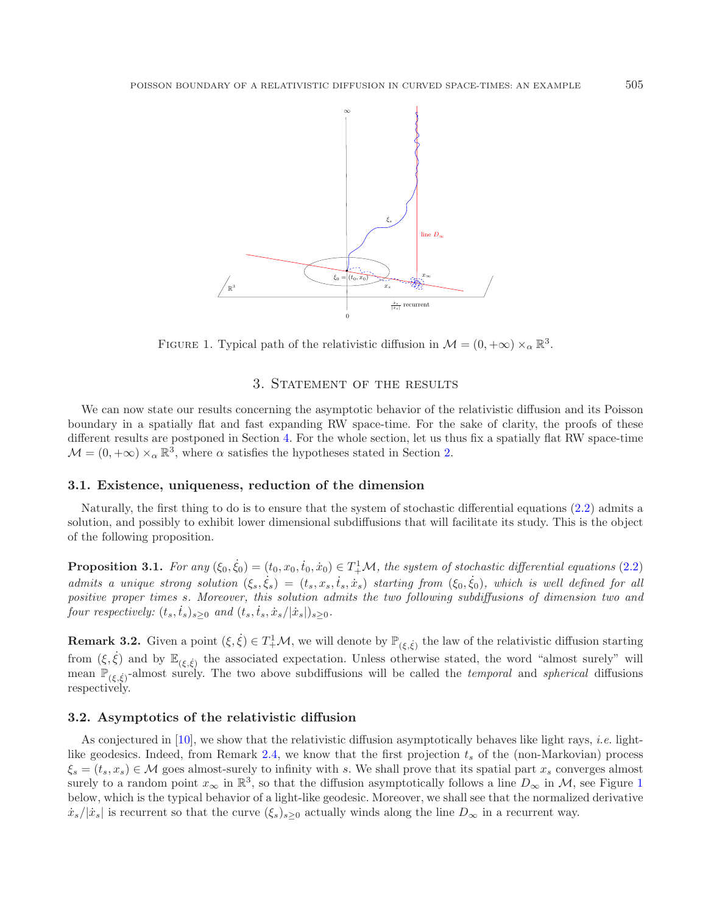FIGURE 1. Typical path of the relativistic diffusion in $\mathcal{M} = (0, +\infty) \times_\alpha \mathbb{R}^3$.

## 3. Statement of the results

We can now state our results concerning the asymptotic behavior of the relativistic diffusion and its Poisson boundary in a spatially flat and fast expanding RW space-time. For the sake of clarity, the proofs of these different results are postponed in Section 4. For the whole section, let us thus fix a spatially flat RW space-time $\mathcal{M} = (0, +\infty) \times_\alpha \mathbb{R}^3$, where $\alpha$ satisfies the hypotheses stated in Section 2.

### 3.1. Existence, uniqueness, reduction of the dimension

Naturally, the first thing to do is to ensure that the system of stochastic differential equations (2.2) admits a solution, and possibly to exhibit lower dimensional subdiffusions that will facilitate its study. This is the object of the following proposition.

**Proposition 3.1.** *For any $(\xi_0, \dot{\xi}_0) = (t_0, x_0, \dot{t}_0, \dot{x}_0) \in T^1_+\mathcal{M}$, the system of stochastic differential equations (2.2) admits a unique strong solution $(\xi_s, \dot{\xi}_s) = (t_s, x_s, \dot{t}_s, \dot{x}_s)$ starting from $(\xi_0, \dot{\xi}_0)$, which is well defined for all positive proper times $s$. Moreover, this solution admits the two following subdiffusions of dimension two and four respectively: $(t_s, \dot{t}_s)_{s\geq 0}$ and $(t_s, \dot{t}_s, \dot{x}_s/|\dot{x}_s|)_{s\geq 0}$.*

**Remark 3.2.** Given a point $(\xi, \dot{\xi}) \in T^1_+\mathcal{M}$, we will denote by $\mathbb{P}_{(\xi,\dot{\xi})}$ the law of the relativistic diffusion starting from $(\xi, \dot{\xi})$ and by $\mathbb{E}_{(\xi,\dot{\xi})}$ the associated expectation. Unless otherwise stated, the word "almost surely" will mean $\mathbb{P}_{(\xi,\dot{\xi})}$-almost surely. The two above subdiffusions will be called the *temporal* and *spherical* diffusions respectively.

### 3.2. Asymptotics of the relativistic diffusion

As conjectured in [10], we show that the relativistic diffusion asymptotically behaves like light rays, *i.e.* light-like geodesics. Indeed, from Remark 2.4, we know that the first projection $t_s$ of the (non-Markovian) process $\xi_s = (t_s, x_s) \in \mathcal{M}$ goes almost-surely to infinity with $s$. We shall prove that its spatial part $x_s$ converges almost surely to a random point $x_\infty$ in $\mathbb{R}^3$, so that the diffusion asymptotically follows a line $D_\infty$ in $\mathcal{M}$, see Figure 1 below, which is the typical behavior of a light-like geodesic. Moreover, we shall see that the normalized derivative $\dot{x}_s/|\dot{x}_s|$ is recurrent so that the curve $(\xi_s)_{s\geq 0}$ actually winds along the line $D_\infty$ in a recurrent way.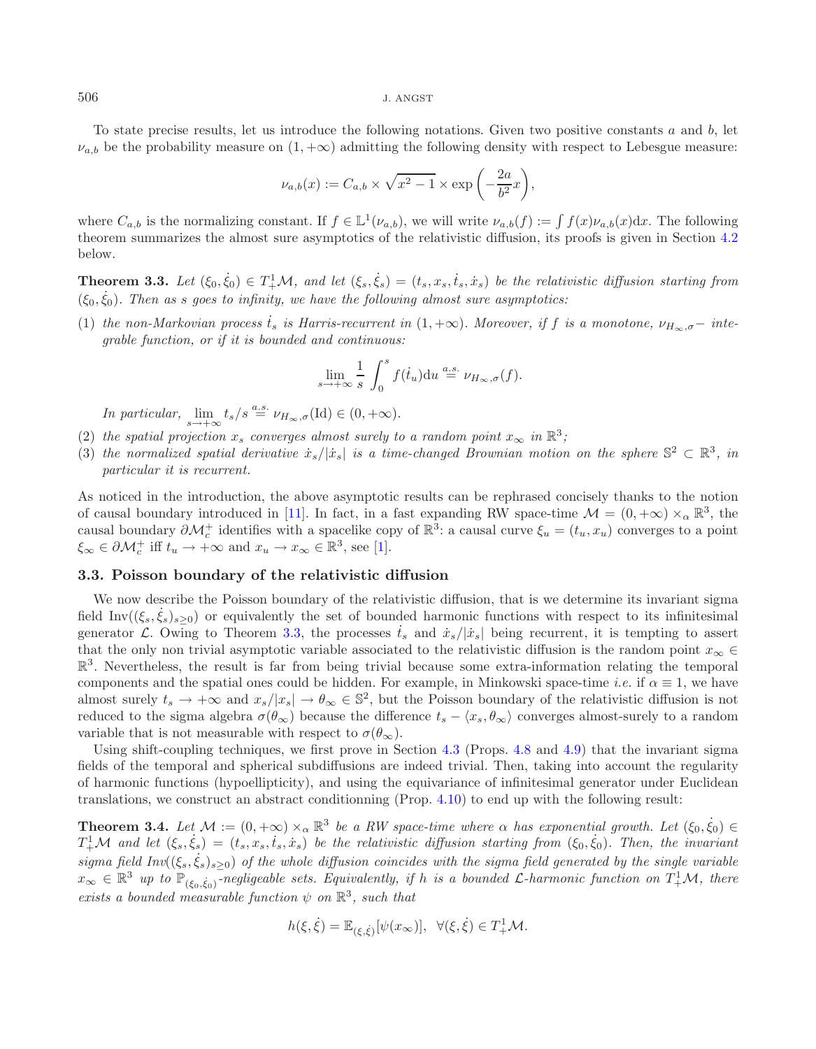To state precise results, let us introduce the following notations. Given two positive constants $a$ and $b$, let $\nu_{a,b}$ be the probability measure on $(1,+\infty)$ admitting the following density with respect to Lebesgue measure:

$$\nu_{a,b}(x) := C_{a,b} \times \sqrt{x^2-1} \times \exp\left(-\frac{2a}{b^2}x\right),$$

where $C_{a,b}$ is the normalizing constant. If $f \in \mathbb{L}^1(\nu_{a,b})$, we will write $\nu_{a,b}(f) := \int f(x)\nu_{a,b}(x)\mathrm{d}x$. The following theorem summarizes the almost sure asymptotics of the relativistic diffusion, its proofs is given in Section 4.2 below.

**Theorem 3.3.** *Let $(\xi_0, \dot{\xi}_0) \in T^1_+\mathcal{M}$, and let $(\xi_s, \dot{\xi}_s) = (t_s, x_s, \dot{t}_s, \dot{x}_s)$ be the relativistic diffusion starting from $(\xi_0, \dot{\xi}_0)$. Then as $s$ goes to infinity, we have the following almost sure asymptotics:*

(1) *the non-Markovian process $\dot{t}_s$ is Harris-recurrent in $(1,+\infty)$. Moreover, if $f$ is a monotone, $\nu_{H_\infty,\sigma}-$ integrable function, or if it is bounded and continuous:*

$$\lim_{s\to+\infty} \frac{1}{s}\int_0^s f(\dot{t}_u)\mathrm{d}u \overset{a.s.}{=} \nu_{H_\infty,\sigma}(f).$$

*In particular, $\lim_{s\to+\infty} t_s/s \overset{a.s.}{=} \nu_{H_\infty,\sigma}(\mathrm{Id}) \in (0,+\infty)$.*

(2) *the spatial projection $x_s$ converges almost surely to a random point $x_\infty$ in $\mathbb{R}^3$;*

(3) *the normalized spatial derivative $\dot{x}_s/|\dot{x}_s|$ is a time-changed Brownian motion on the sphere $\mathbb{S}^2 \subset \mathbb{R}^3$, in particular it is recurrent.*

As noticed in the introduction, the above asymptotic results can be rephrased concisely thanks to the notion of causal boundary introduced in [11]. In fact, in a fast expanding RW space-time $\mathcal{M} = (0,+\infty)\times_\alpha \mathbb{R}^3$, the causal boundary $\partial\mathcal{M}^+_c$ identifies with a spacelike copy of $\mathbb{R}^3$: a causal curve $\xi_u = (t_u, x_u)$ converges to a point $\xi_\infty \in \partial\mathcal{M}^+_c$ iff $t_u \to +\infty$ and $x_u \to x_\infty \in \mathbb{R}^3$, see [1].

### 3.3. Poisson boundary of the relativistic diffusion

We now describe the Poisson boundary of the relativistic diffusion, that is we determine its invariant sigma field $\mathrm{Inv}((\xi_s, \dot{\xi}_s)_{s\geq 0})$ or equivalently the set of bounded harmonic functions with respect to its infinitesimal generator $\mathcal{L}$. Owing to Theorem 3.3, the processes $\dot{t}_s$ and $\dot{x}_s/|\dot{x}_s|$ being recurrent, it is tempting to assert that the only non trivial asymptotic variable associated to the relativistic diffusion is the random point $x_\infty \in \mathbb{R}^3$. Nevertheless, the result is far from being trivial because some extra-information relating the temporal components and the spatial ones could be hidden. For example, in Minkowski space-time *i.e.* if $\alpha \equiv 1$, we have almost surely $t_s \to +\infty$ and $x_s/|x_s| \to \theta_\infty \in \mathbb{S}^2$, but the Poisson boundary of the relativistic diffusion is not reduced to the sigma algebra $\sigma(\theta_\infty)$ because the difference $t_s - \langle x_s, \theta_\infty\rangle$ converges almost-surely to a random variable that is not measurable with respect to $\sigma(\theta_\infty)$.

Using shift-coupling techniques, we first prove in Section 4.3 (Props. 4.8 and 4.9) that the invariant sigma fields of the temporal and spherical subdiffusions are indeed trivial. Then, taking into account the regularity of harmonic functions (hypoellipticity), and using the equivariance of infinitesimal generator under Euclidean translations, we construct an abstract conditionning (Prop. 4.10) to end up with the following result:

**Theorem 3.4.** *Let $\mathcal{M} := (0,+\infty)\times_\alpha \mathbb{R}^3$ be a RW space-time where $\alpha$ has exponential growth. Let $(\xi_0, \dot{\xi}_0) \in T^1_+\mathcal{M}$ and let $(\xi_s, \dot{\xi}_s) = (t_s, x_s, \dot{t}_s, \dot{x}_s)$ be the relativistic diffusion starting from $(\xi_0, \dot{\xi}_0)$. Then, the invariant sigma field $\mathrm{Inv}((\xi_s, \dot{\xi}_s)_{s\geq 0})$ of the whole diffusion coincides with the sigma field generated by the single variable $x_\infty \in \mathbb{R}^3$ up to $\mathbb{P}_{(\xi_0,\dot{\xi}_0)}$-negligeable sets. Equivalently, if $h$ is a bounded $\mathcal{L}$-harmonic function on $T^1_+\mathcal{M}$, there exists a bounded measurable function $\psi$ on $\mathbb{R}^3$, such that*

$$h(\xi, \dot{\xi}) = \mathbb{E}_{(\xi,\dot{\xi})}[\psi(x_\infty)], \quad \forall (\xi, \dot{\xi}) \in T^1_+\mathcal{M}.$$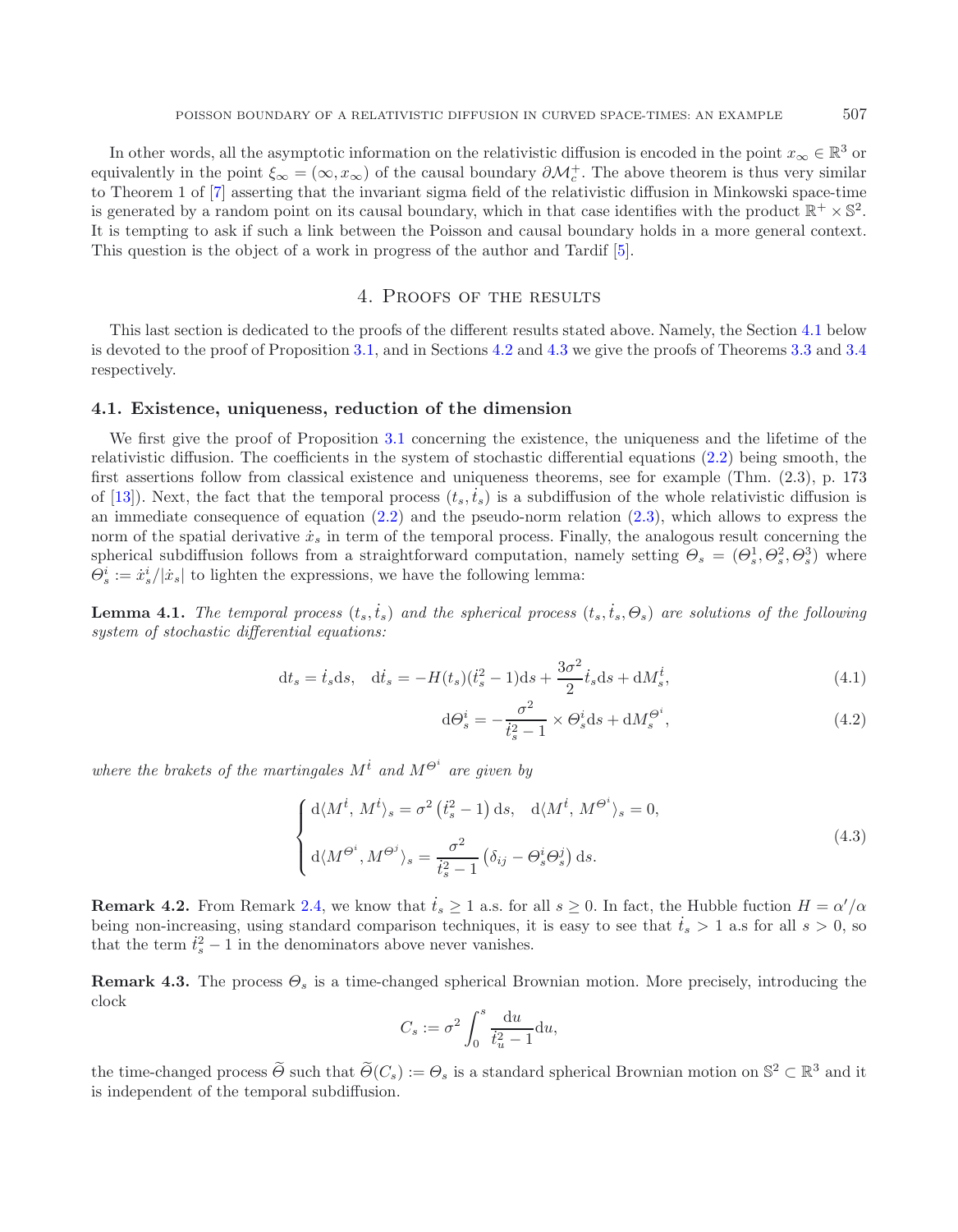In other words, all the asymptotic information on the relativistic diffusion is encoded in the point $x_\infty \in \mathbb{R}^3$ or equivalently in the point $\xi_\infty = (\infty, x_\infty)$ of the causal boundary $\partial \mathcal{M}_c^+$. The above theorem is thus very similar to Theorem 1 of [7] asserting that the invariant sigma field of the relativistic diffusion in Minkowski space-time is generated by a random point on its causal boundary, which in that case identifies with the product $\mathbb{R}^+ \times \mathbb{S}^2$. It is tempting to ask if such a link between the Poisson and causal boundary holds in a more general context. This question is the object of a work in progress of the author and Tardif [5].

## 4. Proofs of the results

This last section is dedicated to the proofs of the different results stated above. Namely, the Section 4.1 below is devoted to the proof of Proposition 3.1, and in Sections 4.2 and 4.3 we give the proofs of Theorems 3.3 and 3.4 respectively.

### 4.1. Existence, uniqueness, reduction of the dimension

We first give the proof of Proposition 3.1 concerning the existence, the uniqueness and the lifetime of the relativistic diffusion. The coefficients in the system of stochastic differential equations (2.2) being smooth, the first assertions follow from classical existence and uniqueness theorems, see for example (Thm. (2.3), p. 173 of [13]). Next, the fact that the temporal process $(t_s, \dot{t}_s)$ is a subdiffusion of the whole relativistic diffusion is an immediate consequence of equation (2.2) and the pseudo-norm relation (2.3), which allows to express the norm of the spatial derivative $\dot{x}_s$ in term of the temporal process. Finally, the analogous result concerning the spherical subdiffusion follows from a straightforward computation, namely setting $\Theta_s = (\Theta_s^1, \Theta_s^2, \Theta_s^3)$ where $\Theta_s^i := \dot{x}_s^i / |\dot{x}_s|$ to lighten the expressions, we have the following lemma:

**Lemma 4.1.** *The temporal process $(t_s, \dot{t}_s)$ and the spherical process $(t_s, \dot{t}_s, \Theta_s)$ are solutions of the following system of stochastic differential equations:*

$$\mathrm{d}t_s = \dot{t}_s \mathrm{d}s, \quad \mathrm{d}\dot{t}_s = -H(t_s)(\dot{t}_s^2 - 1)\mathrm{d}s + \frac{3\sigma^2}{2}\dot{t}_s \mathrm{d}s + \mathrm{d}M_s^{\dot{t}}, \tag{4.1}$$

$$\mathrm{d}\Theta_s^i = -\frac{\sigma^2}{\dot{t}_s^2 - 1} \times \Theta_s^i \mathrm{d}s + \mathrm{d}M_s^{\Theta^i}, \tag{4.2}$$

*where the brakets of the martingales $M^{\dot{t}}$ and $M^{\Theta^i}$ are given by*

$$\begin{cases} \mathrm{d}\langle M^{\dot{t}}, M^{\dot{t}}\rangle_s = \sigma^2 \left(\dot{t}_s^2 - 1\right) \mathrm{d}s, \quad \mathrm{d}\langle M^{\dot{t}}, M^{\Theta^i}\rangle_s = 0, \\[2mm] \mathrm{d}\langle M^{\Theta^i}, M^{\Theta^j}\rangle_s = \dfrac{\sigma^2}{\dot{t}_s^2 - 1}\left(\delta_{ij} - \Theta_s^i \Theta_s^j\right) \mathrm{d}s. \end{cases} \tag{4.3}$$

**Remark 4.2.** From Remark 2.4, we know that $\dot{t}_s \geq 1$ a.s. for all $s \geq 0$. In fact, the Hubble fuction $H = \alpha'/\alpha$ being non-increasing, using standard comparison techniques, it is easy to see that $\dot{t}_s > 1$ a.s for all $s > 0$, so that the term $\dot{t}_s^2 - 1$ in the denominators above never vanishes.

**Remark 4.3.** The process $\Theta_s$ is a time-changed spherical Brownian motion. More precisely, introducing the clock

$$C_s := \sigma^2 \int_0^s \frac{\mathrm{d}u}{\dot{t}_u^2 - 1} \mathrm{d}u,$$

the time-changed process $\widetilde{\Theta}$ such that $\widetilde{\Theta}(C_s) := \Theta_s$ is a standard spherical Brownian motion on $\mathbb{S}^2 \subset \mathbb{R}^3$ and it is independent of the temporal subdiffusion.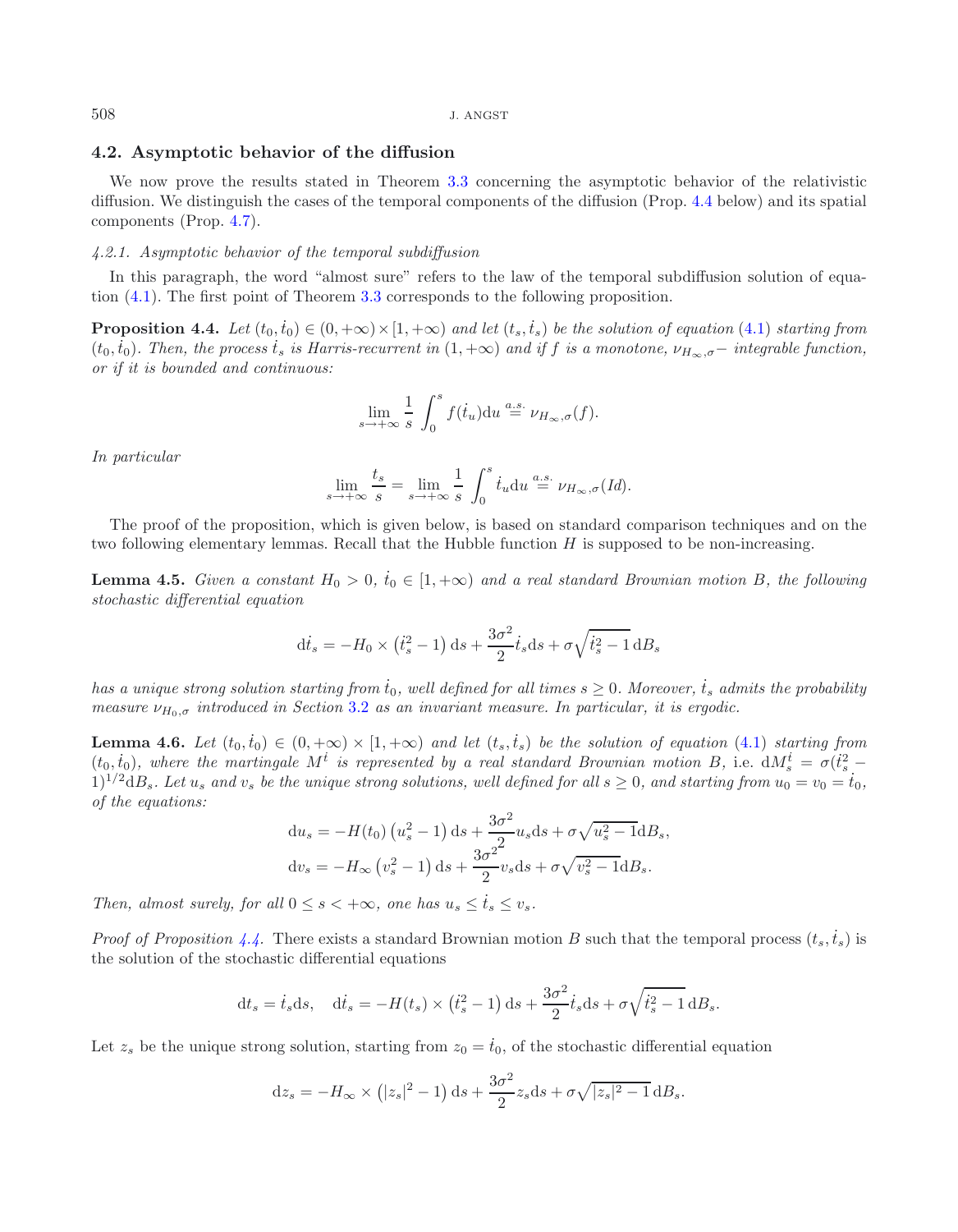## 4.2. Asymptotic behavior of the diffusion

We now prove the results stated in Theorem 3.3 concerning the asymptotic behavior of the relativistic diffusion. We distinguish the cases of the temporal components of the diffusion (Prop. 4.4 below) and its spatial components (Prop. 4.7).

### *4.2.1. Asymptotic behavior of the temporal subdiffusion*

In this paragraph, the word "almost sure" refers to the law of the temporal subdiffusion solution of equation (4.1). The first point of Theorem 3.3 corresponds to the following proposition.

**Proposition 4.4.** *Let $(t_0, \dot{t}_0) \in (0, +\infty) \times [1, +\infty)$ and let $(t_s, \dot{t}_s)$ be the solution of equation (4.1) starting from $(t_0, \dot{t}_0)$. Then, the process $\dot{t}_s$ is Harris-recurrent in $(1, +\infty)$ and if $f$ is a monotone, $\nu_{H_\infty,\sigma}-$ integrable function, or if it is bounded and continuous:*

$$\lim_{s \to +\infty} \frac{1}{s} \int_0^s f(\dot{t}_u) \mathrm{d}u \overset{a.s.}{=} \nu_{H_\infty,\sigma}(f).$$

*In particular*

$$\lim_{s \to +\infty} \frac{t_s}{s} = \lim_{s \to +\infty} \frac{1}{s} \int_0^s \dot{t}_u \mathrm{d}u \overset{a.s.}{=} \nu_{H_\infty,\sigma}(Id).$$

The proof of the proposition, which is given below, is based on standard comparison techniques and on the two following elementary lemmas. Recall that the Hubble function $H$ is supposed to be non-increasing.

**Lemma 4.5.** *Given a constant $H_0 > 0$, $\dot{t}_0 \in [1, +\infty)$ and a real standard Brownian motion $B$, the following stochastic differential equation*

$$\mathrm{d}\dot{t}_s = -H_0 \times \left(\dot{t}_s^2 - 1\right) \mathrm{d}s + \frac{3\sigma^2}{2} \dot{t}_s \mathrm{d}s + \sigma \sqrt{\dot{t}_s^2 - 1}\, \mathrm{d}B_s$$

*has a unique strong solution starting from $\dot{t}_0$, well defined for all times $s \geq 0$. Moreover, $\dot{t}_s$ admits the probability measure $\nu_{H_0,\sigma}$ introduced in Section 3.2 as an invariant measure. In particular, it is ergodic.*

**Lemma 4.6.** *Let $(t_0, \dot{t}_0) \in (0, +\infty) \times [1, +\infty)$ and let $(t_s, \dot{t}_s)$ be the solution of equation (4.1) starting from $(t_0, \dot{t}_0)$, where the martingale $M^{\dot{t}}$ is represented by a real standard Brownian motion $B$,* i.e. *$\mathrm{d}M_s^{\dot{t}} = \sigma(\dot{t}_s^2 - 1)^{1/2} \mathrm{d}B_s$. Let $u_s$ and $v_s$ be the unique strong solutions, well defined for all $s \geq 0$, and starting from $u_0 = v_0 = \dot{t}_0$, of the equations:*

$$\mathrm{d}u_s = -H(t_0) \left(u_s^2 - 1\right) \mathrm{d}s + \frac{3\sigma^2}{2} u_s \mathrm{d}s + \sigma \sqrt{u_s^2 - 1} \mathrm{d}B_s,$$
$$\mathrm{d}v_s = -H_\infty \left(v_s^2 - 1\right) \mathrm{d}s + \frac{3\sigma^2}{2} v_s \mathrm{d}s + \sigma \sqrt{v_s^2 - 1} \mathrm{d}B_s.$$

*Then, almost surely, for all $0 \leq s < +\infty$, one has $u_s \leq \dot{t}_s \leq v_s$.*

*Proof of Proposition 4.4.* There exists a standard Brownian motion $B$ such that the temporal process $(t_s, \dot{t}_s)$ is the solution of the stochastic differential equations

$$\mathrm{d}t_s = \dot{t}_s \mathrm{d}s, \quad \mathrm{d}\dot{t}_s = -H(t_s) \times \left(\dot{t}_s^2 - 1\right) \mathrm{d}s + \frac{3\sigma^2}{2} \dot{t}_s \mathrm{d}s + \sigma \sqrt{\dot{t}_s^2 - 1}\, \mathrm{d}B_s.$$

Let $z_s$ be the unique strong solution, starting from $z_0 = \dot{t}_0$, of the stochastic differential equation

$$\mathrm{d}z_s = -H_\infty \times \left(|z_s|^2 - 1\right) \mathrm{d}s + \frac{3\sigma^2}{2} z_s \mathrm{d}s + \sigma \sqrt{|z_s|^2 - 1}\, \mathrm{d}B_s.$$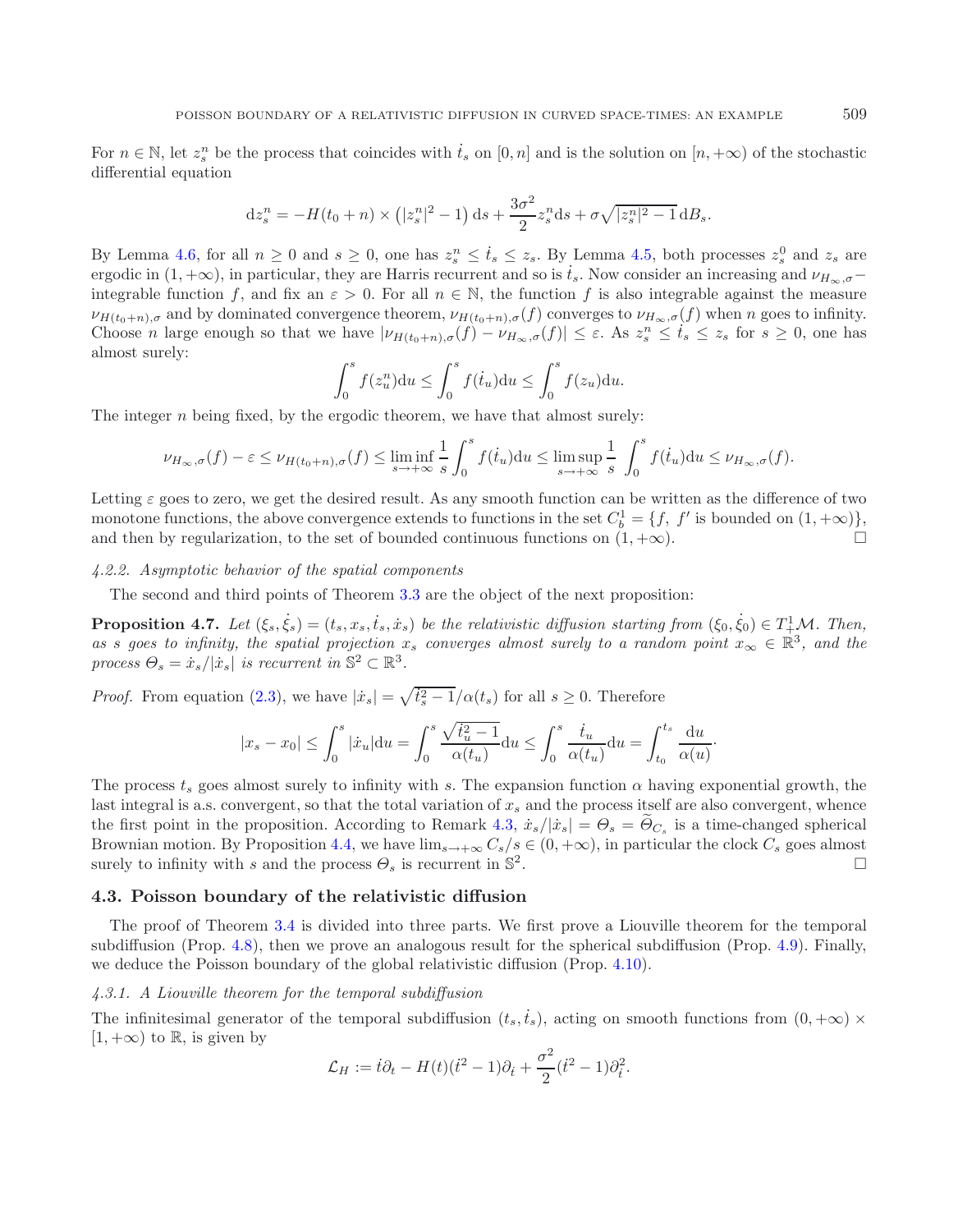For $n \in \mathbb{N}$, let $z_s^n$ be the process that coincides with $\dot{t}_s$ on $[0, n]$ and is the solution on $[n, +\infty)$ of the stochastic differential equation

$$\mathrm{d}z_s^n = -H(t_0 + n) \times \left(|z_s^n|^2 - 1\right) \mathrm{d}s + \frac{3\sigma^2}{2} z_s^n \mathrm{d}s + \sigma\sqrt{|z_s^n|^2 - 1}\,\mathrm{d}B_s.$$

By Lemma 4.6, for all $n \geq 0$ and $s \geq 0$, one has $z_s^n \leq \dot{t}_s \leq z_s$. By Lemma 4.5, both processes $z_s^0$ and $z_s$ are ergodic in $(1, +\infty)$, in particular, they are Harris recurrent and so is $\dot{t}_s$. Now consider an increasing and $\nu_{H_\infty,\sigma}-$ integrable function $f$, and fix an $\varepsilon > 0$. For all $n \in \mathbb{N}$, the function $f$ is also integrable against the measure $\nu_{H(t_0+n),\sigma}$ and by dominated convergence theorem, $\nu_{H(t_0+n),\sigma}(f)$ converges to $\nu_{H_\infty,\sigma}(f)$ when $n$ goes to infinity. Choose $n$ large enough so that we have $|\nu_{H(t_0+n),\sigma}(f) - \nu_{H_\infty,\sigma}(f)| \leq \varepsilon$. As $z_s^n \leq \dot{t}_s \leq z_s$ for $s \geq 0$, one has almost surely:

$$\int_0^s f(z_u^n)\mathrm{d}u \leq \int_0^s f(\dot{t}_u)\mathrm{d}u \leq \int_0^s f(z_u)\mathrm{d}u.$$

The integer $n$ being fixed, by the ergodic theorem, we have that almost surely:

$$\nu_{H_\infty,\sigma}(f) - \varepsilon \leq \nu_{H(t_0+n),\sigma}(f) \leq \liminf_{s\to+\infty} \frac{1}{s}\int_0^s f(\dot{t}_u)\mathrm{d}u \leq \limsup_{s\to+\infty} \frac{1}{s}\int_0^s f(\dot{t}_u)\mathrm{d}u \leq \nu_{H_\infty,\sigma}(f).$$

Letting $\varepsilon$ goes to zero, we get the desired result. As any smooth function can be written as the difference of two monotone functions, the above convergence extends to functions in the set $C_b^1 = \{f,\ f' \text{ is bounded on } (1, +\infty)\}$, and then by regularization, to the set of bounded continuous functions on $(1, +\infty)$. $\square$

*4.2.2. Asymptotic behavior of the spatial components*

The second and third points of Theorem 3.3 are the object of the next proposition:

**Proposition 4.7.** *Let $(\xi_s, \dot{\xi}_s) = (t_s, x_s, \dot{t}_s, \dot{x}_s)$ be the relativistic diffusion starting from $(\xi_0, \dot{\xi}_0) \in T_+^1\mathcal{M}$. Then, as $s$ goes to infinity, the spatial projection $x_s$ converges almost surely to a random point $x_\infty \in \mathbb{R}^3$, and the process $\Theta_s = \dot{x}_s/|\dot{x}_s|$ is recurrent in $\mathbb{S}^2 \subset \mathbb{R}^3$.*

*Proof.* From equation (2.3), we have $|\dot{x}_s| = \sqrt{\dot{t}_s^2 - 1}/\alpha(t_s)$ for all $s \geq 0$. Therefore

$$|x_s - x_0| \leq \int_0^s |\dot{x}_u|\mathrm{d}u = \int_0^s \frac{\sqrt{\dot{t}_u^2 - 1}}{\alpha(t_u)}\mathrm{d}u \leq \int_0^s \frac{\dot{t}_u}{\alpha(t_u)}\mathrm{d}u = \int_{t_0}^{t_s} \frac{\mathrm{d}u}{\alpha(u)}\cdot$$

The process $t_s$ goes almost surely to infinity with $s$. The expansion function $\alpha$ having exponential growth, the last integral is a.s. convergent, so that the total variation of $x_s$ and the process itself are also convergent, whence the first point in the proposition. According to Remark 4.3, $\dot{x}_s/|\dot{x}_s| = \Theta_s = \widetilde{\Theta}_{C_s}$ is a time-changed spherical Brownian motion. By Proposition 4.4, we have $\lim_{s\to+\infty} C_s/s \in (0, +\infty)$, in particular the clock $C_s$ goes almost surely to infinity with $s$ and the process $\Theta_s$ is recurrent in $\mathbb{S}^2$. $\square$

### 4.3. Poisson boundary of the relativistic diffusion

The proof of Theorem 3.4 is divided into three parts. We first prove a Liouville theorem for the temporal subdiffusion (Prop. 4.8), then we prove an analogous result for the spherical subdiffusion (Prop. 4.9). Finally, we deduce the Poisson boundary of the global relativistic diffusion (Prop. 4.10).

*4.3.1. A Liouville theorem for the temporal subdiffusion*

The infinitesimal generator of the temporal subdiffusion $(t_s, \dot{t}_s)$, acting on smooth functions from $(0, +\infty) \times [1, +\infty)$ to $\mathbb{R}$, is given by

$$\mathcal{L}_H := \dot{t}\partial_t - H(t)(\dot{t}^2 - 1)\partial_{\dot{t}} + \frac{\sigma^2}{2}(\dot{t}^2 - 1)\partial_{\dot{t}}^2.$$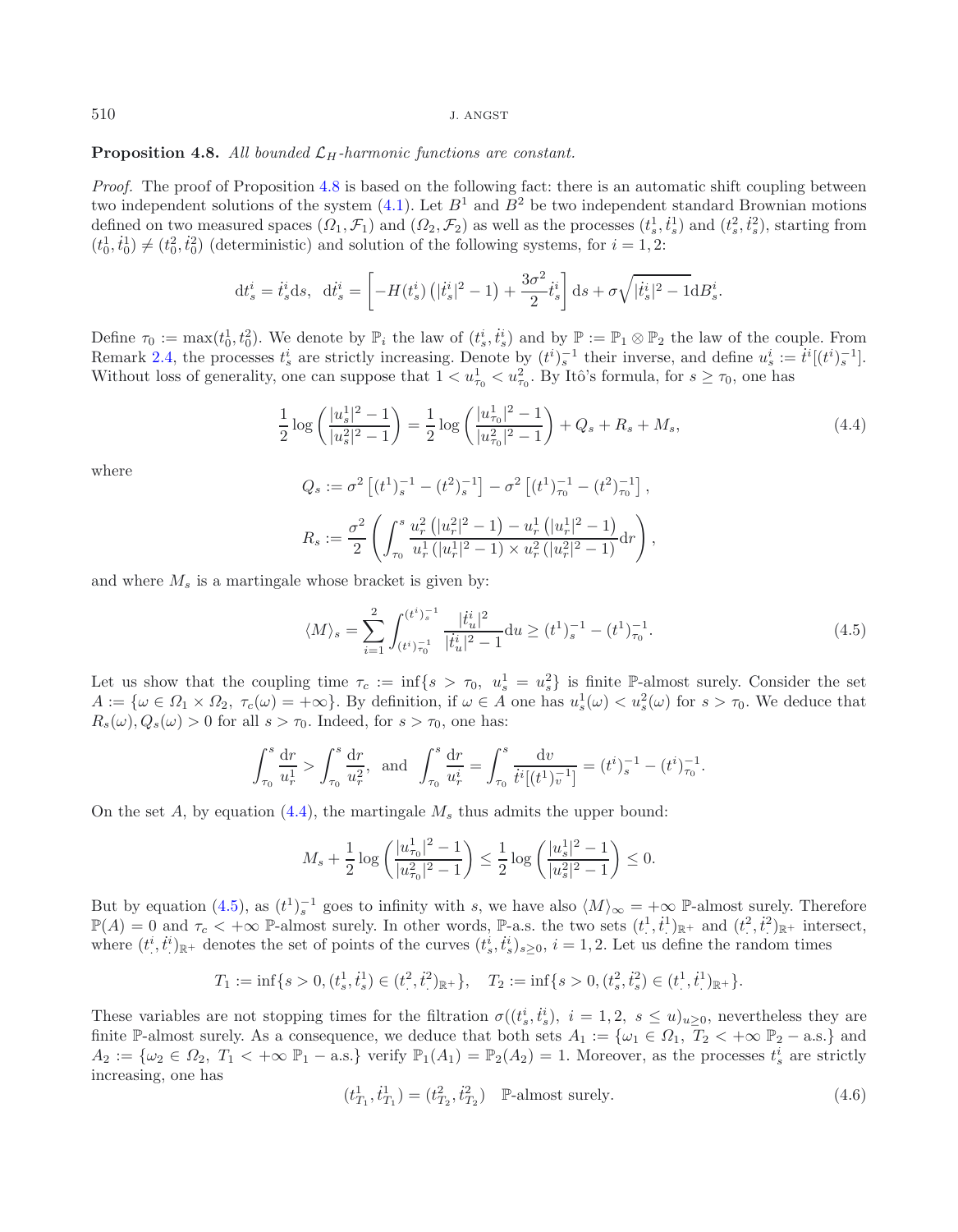**Proposition 4.8.** *All bounded $\mathcal{L}_H$-harmonic functions are constant.*

*Proof.* The proof of Proposition 4.8 is based on the following fact: there is an automatic shift coupling between two independent solutions of the system (4.1). Let $B^1$ and $B^2$ be two independent standard Brownian motions defined on two measured spaces $(\Omega_1, \mathcal{F}_1)$ and $(\Omega_2, \mathcal{F}_2)$ as well as the processes $(t_s^1, \dot{t}_s^1)$ and $(t_s^2, \dot{t}_s^2)$, starting from $(t_0^1, \dot{t}_0^1) \neq (t_0^2, \dot{t}_0^2)$ (deterministic) and solution of the following systems, for $i = 1, 2$:

$$
\mathrm{d}t_s^i = \dot{t}_s^i \mathrm{d}s, \;\; \mathrm{d}\dot{t}_s^i = \left[ -H(t_s^i) \left( |\dot{t}_s^i|^2 - 1 \right) + \frac{3\sigma^2}{2} \dot{t}_s^i \right] \mathrm{d}s + \sigma \sqrt{|\dot{t}_s^i|^2 - 1} \mathrm{d}B_s^i.
$$

Define $\tau_0 := \max(t_0^1, t_0^2)$. We denote by $\mathbb{P}_i$ the law of $(t_s^i, \dot{t}_s^i)$ and by $\mathbb{P} := \mathbb{P}_1 \otimes \mathbb{P}_2$ the law of the couple. From Remark 2.4, the processes $t_s^i$ are strictly increasing. Denote by $(t^i)_s^{-1}$ their inverse, and define $u_s^i := \dot{t}^i[(t^i)_s^{-1}]$. Without loss of generality, one can suppose that $1 < u_{\tau_0}^1 < u_{\tau_0}^2$. By Itô's formula, for $s \geq \tau_0$, one has

$$
\frac{1}{2} \log \left( \frac{|u_s^1|^2 - 1}{|u_s^2|^2 - 1} \right) = \frac{1}{2} \log \left( \frac{|u_{\tau_0}^1|^2 - 1}{|u_{\tau_0}^2|^2 - 1} \right) + Q_s + R_s + M_s, \tag{4.4}
$$

where

$$
Q_s := \sigma^2 \left[ (t^1)_s^{-1} - (t^2)_s^{-1} \right] - \sigma^2 \left[ (t^1)_{\tau_0}^{-1} - (t^2)_{\tau_0}^{-1} \right],
$$

$$
R_s := \frac{\sigma^2}{2} \left( \int_{\tau_0}^s \frac{u_r^2 \left( |u_r^2|^2 - 1 \right) - u_r^1 \left( |u_r^1|^2 - 1 \right)}{u_r^1 \left( |u_r^1|^2 - 1 \right) \times u_r^2 \left( |u_r^2|^2 - 1 \right)} \mathrm{d}r \right),
$$

and where $M_s$ is a martingale whose bracket is given by:

$$
\langle M \rangle_s = \sum_{i=1}^{2} \int_{(t^i)_{\tau_0}^{-1}}^{(t^i)_s^{-1}} \frac{|\dot{t}_u^i|^2}{|\dot{t}_u^i|^2 - 1} \mathrm{d}u \geq (t^1)_s^{-1} - (t^1)_{\tau_0}^{-1}. \tag{4.5}
$$

Let us show that the coupling time $\tau_c := \inf\{s > \tau_0, \; u_s^1 = u_s^2\}$ is finite $\mathbb{P}$-almost surely. Consider the set $A := \{\omega \in \Omega_1 \times \Omega_2, \; \tau_c(\omega) = +\infty\}$. By definition, if $\omega \in A$ one has $u_s^1(\omega) < u_s^2(\omega)$ for $s > \tau_0$. We deduce that $R_s(\omega), Q_s(\omega) > 0$ for all $s > \tau_0$. Indeed, for $s > \tau_0$, one has:

$$
\int_{\tau_0}^s \frac{\mathrm{d}r}{u_r^1} > \int_{\tau_0}^s \frac{\mathrm{d}r}{u_r^2}, \;\; \text{and} \;\; \int_{\tau_0}^s \frac{\mathrm{d}r}{u_r^i} = \int_{\tau_0}^s \frac{\mathrm{d}v}{\dot{t}^i[(t^1)_v^{-1}]} = (t^i)_s^{-1} - (t^i)_{\tau_0}^{-1}.
$$

On the set $A$, by equation (4.4), the martingale $M_s$ thus admits the upper bound:

$$
M_s + \frac{1}{2} \log \left( \frac{|u_{\tau_0}^1|^2 - 1}{|u_{\tau_0}^2|^2 - 1} \right) \leq \frac{1}{2} \log \left( \frac{|u_s^1|^2 - 1}{|u_s^2|^2 - 1} \right) \leq 0.
$$

But by equation (4.5), as $(t^1)_s^{-1}$ goes to infinity with $s$, we have also $\langle M \rangle_\infty = +\infty$ $\mathbb{P}$-almost surely. Therefore $\mathbb{P}(A) = 0$ and $\tau_c < +\infty$ $\mathbb{P}$-almost surely. In other words, $\mathbb{P}$-a.s. the two sets $(t_\cdot^1, \dot{t}_\cdot^1)_{\mathbb{R}^+}$ and $(t_\cdot^2, \dot{t}_\cdot^2)_{\mathbb{R}^+}$ intersect, where $(t_\cdot^i, \dot{t}_\cdot^i)_{\mathbb{R}^+}$ denotes the set of points of the curves $(t_s^i, \dot{t}_s^i)_{s \geq 0}$, $i = 1, 2$. Let us define the random times

$$
T_1 := \inf\{s > 0, (t_s^1, \dot{t}_s^1) \in (t_\cdot^2, \dot{t}_\cdot^2)_{\mathbb{R}^+}\}, \quad T_2 := \inf\{s > 0, (t_s^2, \dot{t}_s^2) \in (t_\cdot^1, \dot{t}_\cdot^1)_{\mathbb{R}^+}\}.
$$

These variables are not stopping times for the filtration $\sigma((t_s^i, \dot{t}_s^i), \; i = 1, 2, \; s \leq u)_{u \geq 0}$, nevertheless they are finite $\mathbb{P}$-almost surely. As a consequence, we deduce that both sets $A_1 := \{\omega_1 \in \Omega_1, \; T_2 < +\infty \; \mathbb{P}_2 - \text{a.s.}\}$ and $A_2 := \{\omega_2 \in \Omega_2, \; T_1 < +\infty \; \mathbb{P}_1 - \text{a.s.}\}$ verify $\mathbb{P}_1(A_1) = \mathbb{P}_2(A_2) = 1$. Moreover, as the processes $t_s^i$ are strictly increasing, one has

$$
(t_{T_1}^1, \dot{t}_{T_1}^1) = (t_{T_2}^2, \dot{t}_{T_2}^2) \quad \mathbb{P}\text{-almost surely.} \tag{4.6}
$$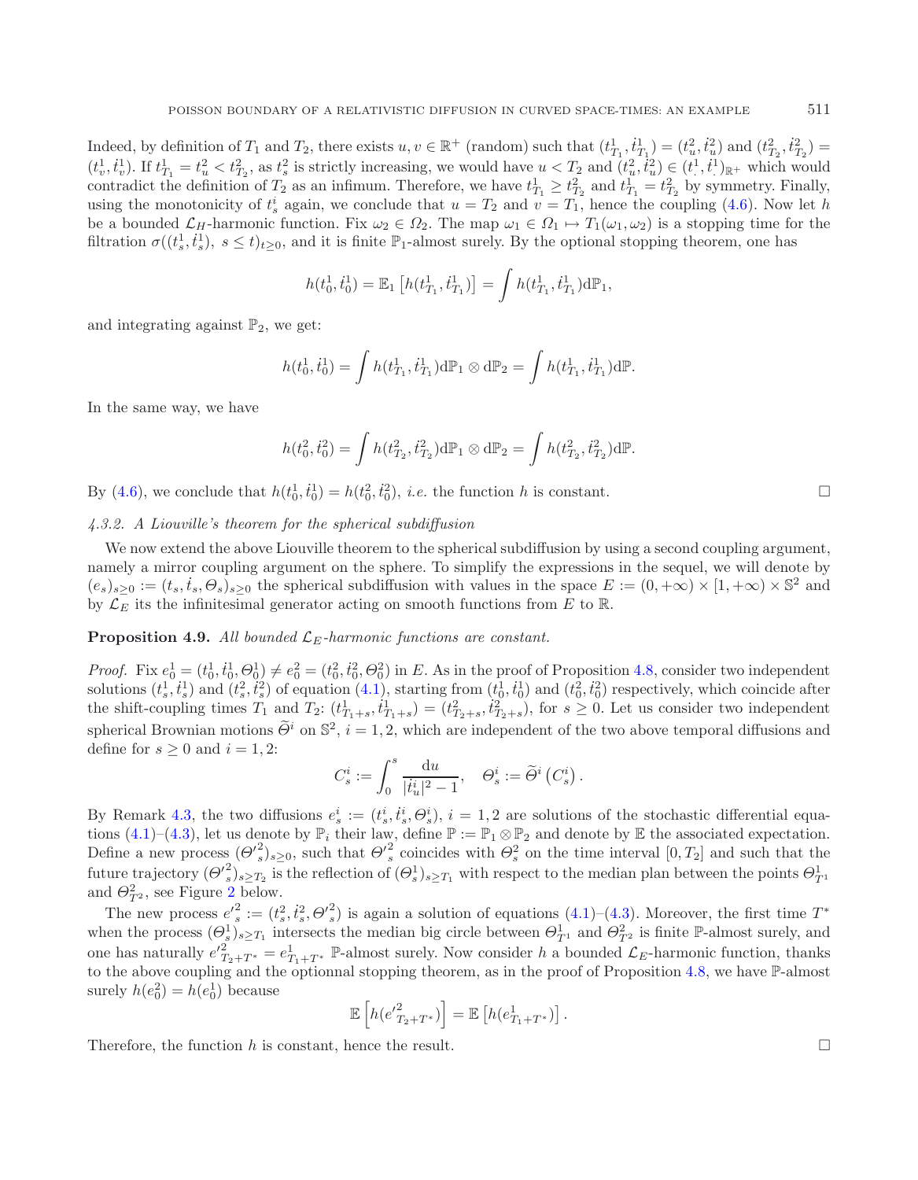Indeed, by definition of $T_1$ and $T_2$, there exists $u, v \in \mathbb{R}^+$ (random) such that $(t^1_{T_1}, \dot{t}^1_{T_1}) = (t^2_u, \dot{t}^2_u)$ and $(t^2_{T_2}, \dot{t}^2_{T_2}) = (t^1_v, \dot{t}^1_v)$. If $t^1_{T_1} = t^2_u < t^2_{T_2}$, as $t^2_s$ is strictly increasing, we would have $u < T_2$ and $(t^2_u, \dot{t}^2_u) \in (t^1_\cdot, \dot{t}^1_\cdot)_{\mathbb{R}^+}$ which would contradict the definition of $T_2$ as an infimum. Therefore, we have $t^1_{T_1} \geq t^2_{T_2}$ and $t^1_{T_1} = t^2_{T_2}$ by symmetry. Finally, using the monotonicity of $t^i_s$ again, we conclude that $u = T_2$ and $v = T_1$, hence the coupling (4.6). Now let $h$ be a bounded $\mathcal{L}_H$-harmonic function. Fix $\omega_2 \in \Omega_2$. The map $\omega_1 \in \Omega_1 \mapsto T_1(\omega_1, \omega_2)$ is a stopping time for the filtration $\sigma((t^1_s, \dot{t}^1_s),\ s \leq t)_{t \geq 0}$, and it is finite $\mathbb{P}_1$-almost surely. By the optional stopping theorem, one has

$$h(t^1_0, \dot{t}^1_0) = \mathbb{E}_1\left[h(t^1_{T_1}, \dot{t}^1_{T_1})\right] = \int h(t^1_{T_1}, \dot{t}^1_{T_1}) \mathrm{d}\mathbb{P}_1,$$

and integrating against $\mathbb{P}_2$, we get:

$$h(t^1_0, \dot{t}^1_0) = \int h(t^1_{T_1}, \dot{t}^1_{T_1}) \mathrm{d}\mathbb{P}_1 \otimes \mathrm{d}\mathbb{P}_2 = \int h(t^1_{T_1}, \dot{t}^1_{T_1}) \mathrm{d}\mathbb{P}.$$

In the same way, we have

$$h(t^2_0, \dot{t}^2_0) = \int h(t^2_{T_2}, \dot{t}^2_{T_2}) \mathrm{d}\mathbb{P}_1 \otimes \mathrm{d}\mathbb{P}_2 = \int h(t^2_{T_2}, \dot{t}^2_{T_2}) \mathrm{d}\mathbb{P}.$$

By (4.6), we conclude that $h(t^1_0, \dot{t}^1_0) = h(t^2_0, \dot{t}^2_0)$, *i.e.* the function $h$ is constant. □

### *4.3.2. A Liouville's theorem for the spherical subdiffusion*

We now extend the above Liouville theorem to the spherical subdiffusion by using a second coupling argument, namely a mirror coupling argument on the sphere. To simplify the expressions in the sequel, we will denote by $(e_s)_{s \geq 0} := (t_s, \dot{t}_s, \Theta_s)_{s \geq 0}$ the spherical subdiffusion with values in the space $E := (0, +\infty) \times [1, +\infty) \times \mathbb{S}^2$ and by $\mathcal{L}_E$ its the infinitesimal generator acting on smooth functions from $E$ to $\mathbb{R}$.

**Proposition 4.9.** *All bounded $\mathcal{L}_E$-harmonic functions are constant.*

*Proof.* Fix $e^1_0 = (t^1_0, \dot{t}^1_0, \Theta^1_0) \neq e^2_0 = (t^2_0, \dot{t}^2_0, \Theta^2_0)$ in $E$. As in the proof of Proposition 4.8, consider two independent solutions $(t^1_s, \dot{t}^1_s)$ and $(t^2_s, \dot{t}^2_s)$ of equation (4.1), starting from $(t^1_0, \dot{t}^1_0)$ and $(t^2_0, \dot{t}^2_0)$ respectively, which coincide after the shift-coupling times $T_1$ and $T_2$: $(t^1_{T_1+s}, \dot{t}^1_{T_1+s}) = (t^2_{T_2+s}, \dot{t}^2_{T_2+s})$, for $s \geq 0$. Let us consider two independent spherical Brownian motions $\widetilde{\Theta}^i$ on $\mathbb{S}^2$, $i = 1, 2$, which are independent of the two above temporal diffusions and define for $s \geq 0$ and $i = 1, 2$:

$$C^i_s := \int_0^s \frac{\mathrm{d}u}{|\dot{t}^i_u|^2 - 1}, \quad \Theta^i_s := \widetilde{\Theta}^i\left(C^i_s\right).$$

By Remark 4.3, the two diffusions $e^i_s := (t^i_s, \dot{t}^i_s, \Theta^i_s)$, $i = 1, 2$ are solutions of the stochastic differential equations (4.1)–(4.3), let us denote by $\mathbb{P}_i$ their law, define $\mathbb{P} := \mathbb{P}_1 \otimes \mathbb{P}_2$ and denote by $\mathbb{E}$ the associated expectation. Define a new process $({\Theta'}^2_s)_{s \geq 0}$, such that ${\Theta'}^2_s$ coincides with $\Theta^2_s$ on the time interval $[0, T_2]$ and such that the future trajectory $({\Theta'}^2_s)_{s \geq T_2}$ is the reflection of $(\Theta^1_s)_{s \geq T_1}$ with respect to the median plan between the points $\Theta^1_{T^1}$ and $\Theta^2_{T^2}$, see Figure 2 below.

The new process ${e'}^2_s := (t^2_s, \dot{t}^2_s, {\Theta'}^2_s)$ is again a solution of equations (4.1)–(4.3). Moreover, the first time $T^*$ when the process $(\Theta^1_s)_{s \geq T_1}$ intersects the median big circle between $\Theta^1_{T^1}$ and $\Theta^2_{T^2}$ is finite $\mathbb{P}$-almost surely, and one has naturally ${e'}^2_{T_2+T^*} = e^1_{T_1+T^*}$ $\mathbb{P}$-almost surely. Now consider $h$ a bounded $\mathcal{L}_E$-harmonic function, thanks to the above coupling and the optionnal stopping theorem, as in the proof of Proposition 4.8, we have $\mathbb{P}$-almost surely $h(e^2_0) = h(e^1_0)$ because

$$\mathbb{E}\left[h({e'}^2_{T_2+T^*})\right] = \mathbb{E}\left[h(e^1_{T_1+T^*})\right].$$

Therefore, the function $h$ is constant, hence the result. □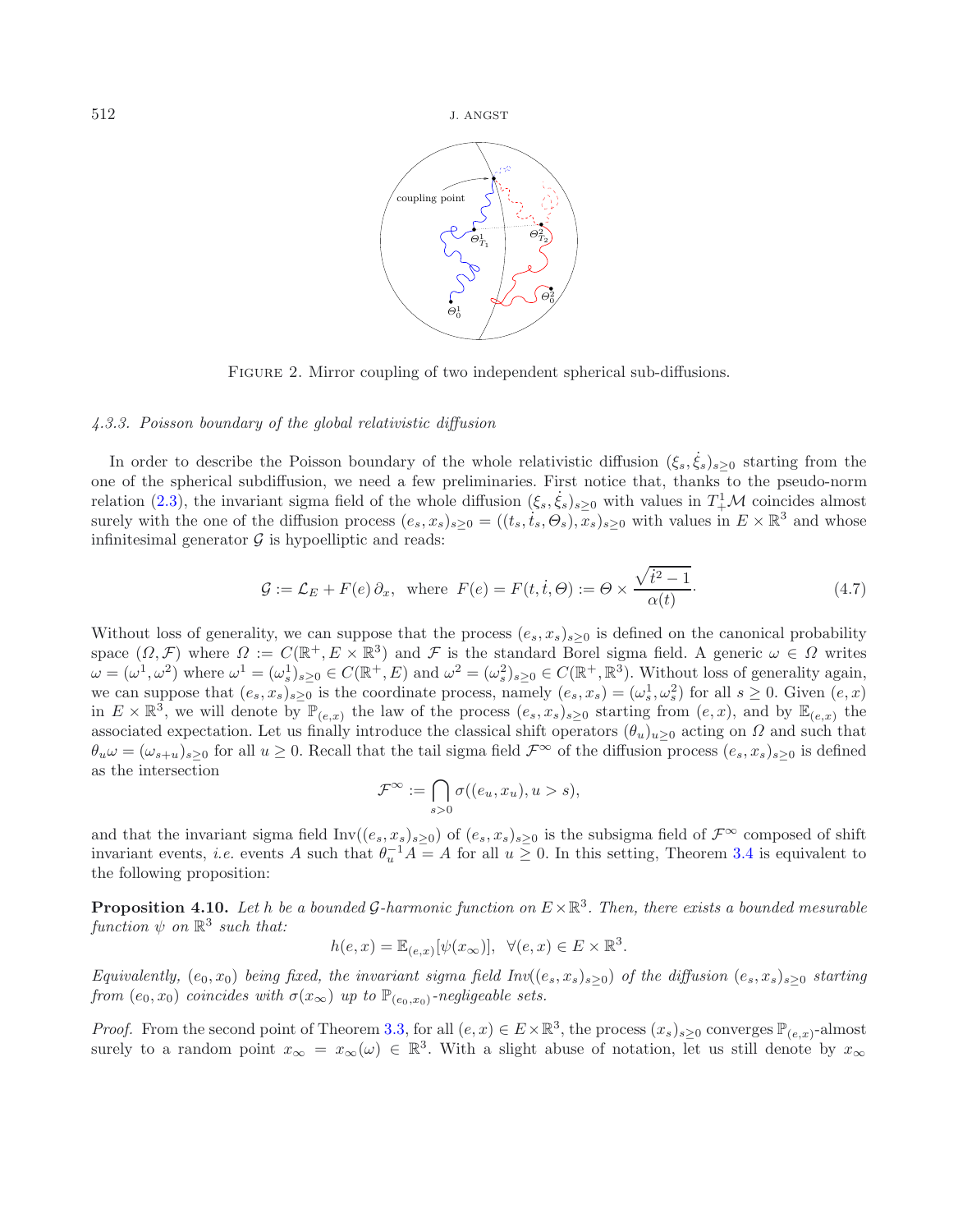FIGURE 2. Mirror coupling of two independent spherical sub-diffusions.

*4.3.3. Poisson boundary of the global relativistic diffusion*

In order to describe the Poisson boundary of the whole relativistic diffusion $(\xi_s, \dot{\xi}_s)_{s\geq 0}$ starting from the one of the spherical subdiffusion, we need a few preliminaries. First notice that, thanks to the pseudo-norm relation (2.3), the invariant sigma field of the whole diffusion $(\xi_s, \dot{\xi}_s)_{s\geq 0}$ with values in $T^1_+\mathcal{M}$ coincides almost surely with the one of the diffusion process $(e_s, x_s)_{s\geq 0} = ((t_s, \dot{t}_s, \Theta_s), x_s)_{s\geq 0}$ with values in $E \times \mathbb{R}^3$ and whose infinitesimal generator $\mathcal{G}$ is hypoelliptic and reads:

$$\mathcal{G} := \mathcal{L}_E + F(e)\,\partial_x, \quad \text{where } F(e) = F(t, \dot{t}, \Theta) := \Theta \times \frac{\sqrt{\dot{t}^2 - 1}}{\alpha(t)}\cdot \tag{4.7}$$

Without loss of generality, we can suppose that the process $(e_s, x_s)_{s\geq 0}$ is defined on the canonical probability space $(\Omega, \mathcal{F})$ where $\Omega := C(\mathbb{R}^+, E \times \mathbb{R}^3)$ and $\mathcal{F}$ is the standard Borel sigma field. A generic $\omega \in \Omega$ writes $\omega = (\omega^1, \omega^2)$ where $\omega^1 = (\omega^1_s)_{s\geq 0} \in C(\mathbb{R}^+, E)$ and $\omega^2 = (\omega^2_s)_{s\geq 0} \in C(\mathbb{R}^+, \mathbb{R}^3)$. Without loss of generality again, we can suppose that $(e_s, x_s)_{s\geq 0}$ is the coordinate process, namely $(e_s, x_s) = (\omega^1_s, \omega^2_s)$ for all $s \geq 0$. Given $(e, x)$ in $E \times \mathbb{R}^3$, we will denote by $\mathbb{P}_{(e,x)}$ the law of the process $(e_s, x_s)_{s\geq 0}$ starting from $(e, x)$, and by $\mathbb{E}_{(e,x)}$ the associated expectation. Let us finally introduce the classical shift operators $(\theta_u)_{u\geq 0}$ acting on $\Omega$ and such that $\theta_u \omega = (\omega_{s+u})_{s\geq 0}$ for all $u \geq 0$. Recall that the tail sigma field $\mathcal{F}^\infty$ of the diffusion process $(e_s, x_s)_{s\geq 0}$ is defined as the intersection

$$\mathcal{F}^\infty := \bigcap_{s>0} \sigma((e_u, x_u), u > s),$$

and that the invariant sigma field $\text{Inv}((e_s, x_s)_{s\geq 0})$ of $(e_s, x_s)_{s\geq 0}$ is the subsigma field of $\mathcal{F}^\infty$ composed of shift invariant events, *i.e.* events $A$ such that $\theta_u^{-1} A = A$ for all $u \geq 0$. In this setting, Theorem 3.4 is equivalent to the following proposition:

**Proposition 4.10.** *Let $h$ be a bounded $\mathcal{G}$-harmonic function on $E \times \mathbb{R}^3$. Then, there exists a bounded mesurable function $\psi$ on $\mathbb{R}^3$ such that:*

$$h(e, x) = \mathbb{E}_{(e,x)}[\psi(x_\infty)], \quad \forall (e, x) \in E \times \mathbb{R}^3.$$

*Equivalently, $(e_0, x_0)$ being fixed, the invariant sigma field $Inv((e_s, x_s)_{s\geq 0})$ of the diffusion $(e_s, x_s)_{s\geq 0}$ starting from $(e_0, x_0)$ coincides with $\sigma(x_\infty)$ up to $\mathbb{P}_{(e_0,x_0)}$-negligeable sets.*

*Proof.* From the second point of Theorem 3.3, for all $(e, x) \in E \times \mathbb{R}^3$, the process $(x_s)_{s\geq 0}$ converges $\mathbb{P}_{(e,x)}$-almost surely to a random point $x_\infty = x_\infty(\omega) \in \mathbb{R}^3$. With a slight abuse of notation, let us still denote by $x_\infty$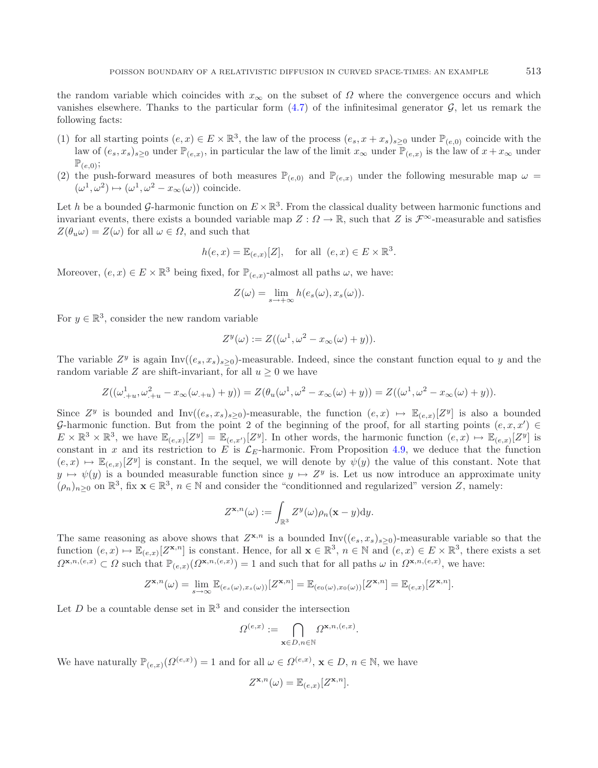the random variable which coincides with $x_\infty$ on the subset of $\Omega$ where the convergence occurs and which vanishes elsewhere. Thanks to the particular form (4.7) of the infinitesimal generator $\mathcal{G}$, let us remark the following facts:

1. for all starting points $(e,x) \in E \times \mathbb{R}^3$, the law of the process $(e_s, x + x_s)_{s\geq 0}$ under $\mathbb{P}_{(e,0)}$ coincide with the law of $(e_s, x_s)_{s\geq 0}$ under $\mathbb{P}_{(e,x)}$, in particular the law of the limit $x_\infty$ under $\mathbb{P}_{(e,x)}$ is the law of $x + x_\infty$ under $\mathbb{P}_{(e,0)}$;
2. the push-forward measures of both measures $\mathbb{P}_{(e,0)}$ and $\mathbb{P}_{(e,x)}$ under the following mesurable map $\omega = (\omega^1, \omega^2) \mapsto (\omega^1, \omega^2 - x_\infty(\omega))$ coincide.

Let $h$ be a bounded $\mathcal{G}$-harmonic function on $E \times \mathbb{R}^3$. From the classical duality between harmonic functions and invariant events, there exists a bounded variable map $Z : \Omega \to \mathbb{R}$, such that $Z$ is $\mathcal{F}^\infty$-measurable and satisfies $Z(\theta_u \omega) = Z(\omega)$ for all $\omega \in \Omega$, and such that

$$h(e,x) = \mathbb{E}_{(e,x)}[Z], \quad \text{for all } (e,x) \in E \times \mathbb{R}^3.$$

Moreover, $(e,x) \in E \times \mathbb{R}^3$ being fixed, for $\mathbb{P}_{(e,x)}$-almost all paths $\omega$, we have:

$$Z(\omega) = \lim_{s\to+\infty} h(e_s(\omega), x_s(\omega)).$$

For $y \in \mathbb{R}^3$, consider the new random variable

$$Z^y(\omega) := Z((\omega^1, \omega^2 - x_\infty(\omega) + y)).$$

The variable $Z^y$ is again $\mathrm{Inv}((e_s, x_s)_{s\geq 0})$-measurable. Indeed, since the constant function equal to $y$ and the random variable $Z$ are shift-invariant, for all $u \geq 0$ we have

$$Z((\omega^1_{.+u}, \omega^2_{.+u} - x_\infty(\omega_{.+u}) + y)) = Z(\theta_u(\omega^1, \omega^2 - x_\infty(\omega) + y)) = Z((\omega^1, \omega^2 - x_\infty(\omega) + y)).$$

Since $Z^y$ is bounded and $\mathrm{Inv}((e_s, x_s)_{s\geq 0})$-measurable, the function $(e,x) \mapsto \mathbb{E}_{(e,x)}[Z^y]$ is also a bounded $\mathcal{G}$-harmonic function. But from the point 2 of the beginning of the proof, for all starting points $(e,x,x') \in E \times \mathbb{R}^3 \times \mathbb{R}^3$, we have $\mathbb{E}_{(e,x)}[Z^y] = \mathbb{E}_{(e,x')}[Z^y]$. In other words, the harmonic function $(e,x) \mapsto \mathbb{E}_{(e,x)}[Z^y]$ is constant in $x$ and its restriction to $E$ is $\mathcal{L}_E$-harmonic. From Proposition 4.9, we deduce that the function $(e,x) \mapsto \mathbb{E}_{(e,x)}[Z^y]$ is constant. In the sequel, we will denote by $\psi(y)$ the value of this constant. Note that $y \mapsto \psi(y)$ is a bounded measurable function since $y \mapsto Z^y$ is. Let us now introduce an approximate unity $(\rho_n)_{n\geq 0}$ on $\mathbb{R}^3$, fix $\mathbf{x} \in \mathbb{R}^3$, $n \in \mathbb{N}$ and consider the "conditionned and regularized" version $Z$, namely:

$$Z^{\mathbf{x},n}(\omega) := \int_{\mathbb{R}^3} Z^y(\omega) \rho_n(\mathbf{x} - y) \mathrm{d}y.$$

The same reasoning as above shows that $Z^{\mathbf{x},n}$ is a bounded $\mathrm{Inv}((e_s, x_s)_{s\geq 0})$-measurable variable so that the function $(e,x) \mapsto \mathbb{E}_{(e,x)}[Z^{\mathbf{x},n}]$ is constant. Hence, for all $\mathbf{x} \in \mathbb{R}^3$, $n \in \mathbb{N}$ and $(e,x) \in E \times \mathbb{R}^3$, there exists a set $\Omega^{\mathbf{x},n,(e,x)} \subset \Omega$ such that $\mathbb{P}_{(e,x)}(\Omega^{\mathbf{x},n,(e,x)}) = 1$ and such that for all paths $\omega$ in $\Omega^{\mathbf{x},n,(e,x)}$, we have:

$$Z^{\mathbf{x},n}(\omega) = \lim_{s\to\infty} \mathbb{E}_{(e_s(\omega), x_s(\omega))}[Z^{\mathbf{x},n}] = \mathbb{E}_{(e_0(\omega), x_0(\omega))}[Z^{\mathbf{x},n}] = \mathbb{E}_{(e,x)}[Z^{\mathbf{x},n}].$$

Let $D$ be a countable dense set in $\mathbb{R}^3$ and consider the intersection

$$\Omega^{(e,x)} := \bigcap_{\mathbf{x}\in D, n\in\mathbb{N}} \Omega^{\mathbf{x},n,(e,x)}.$$

We have naturally $\mathbb{P}_{(e,x)}(\Omega^{(e,x)}) = 1$ and for all $\omega \in \Omega^{(e,x)}$, $\mathbf{x} \in D$, $n \in \mathbb{N}$, we have

$$Z^{\mathbf{x},n}(\omega) = \mathbb{E}_{(e,x)}[Z^{\mathbf{x},n}].$$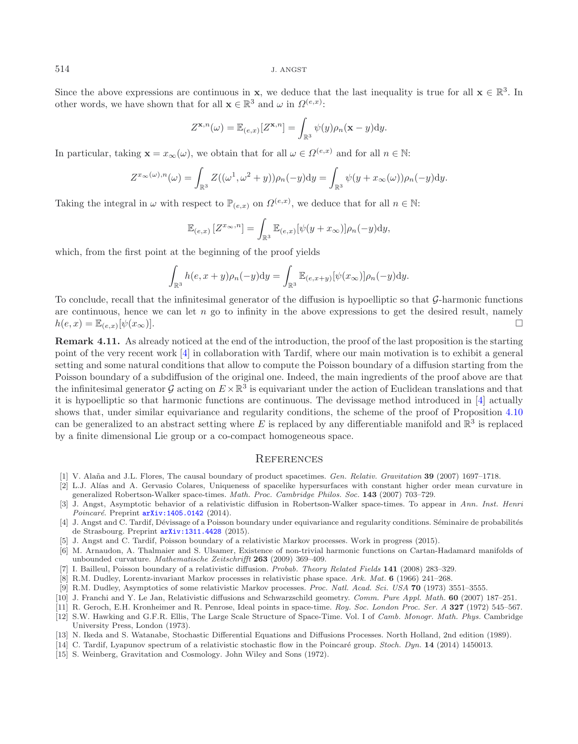Since the above expressions are continuous in $\mathbf{x}$, we deduce that the last inequality is true for all $\mathbf{x} \in \mathbb{R}^3$. In other words, we have shown that for all $\mathbf{x} \in \mathbb{R}^3$ and $\omega$ in $\Omega^{(e,x)}$:

$$Z^{\mathbf{x},n}(\omega) = \mathbb{E}_{(e,x)}[Z^{\mathbf{x},n}] = \int_{\mathbb{R}^3} \psi(y)\rho_n(\mathbf{x} - y)\mathrm{d}y.$$

In particular, taking $\mathbf{x} = x_\infty(\omega)$, we obtain that for all $\omega \in \Omega^{(e,x)}$ and for all $n \in \mathbb{N}$:

$$Z^{x_\infty(\omega),n}(\omega) = \int_{\mathbb{R}^3} Z((\omega^1, \omega^2 + y))\rho_n(-y)\mathrm{d}y = \int_{\mathbb{R}^3} \psi(y + x_\infty(\omega))\rho_n(-y)\mathrm{d}y.$$

Taking the integral in $\omega$ with respect to $\mathbb{P}_{(e,x)}$ on $\Omega^{(e,x)}$, we deduce that for all $n \in \mathbb{N}$:

$$\mathbb{E}_{(e,x)}\left[Z^{x_\infty,n}\right] = \int_{\mathbb{R}^3} \mathbb{E}_{(e,x)}[\psi(y + x_\infty)]\rho_n(-y)\mathrm{d}y,$$

which, from the first point at the beginning of the proof yields

$$\int_{\mathbb{R}^3} h(e, x + y)\rho_n(-y)\mathrm{d}y = \int_{\mathbb{R}^3} \mathbb{E}_{(e,x+y)}[\psi(x_\infty)]\rho_n(-y)\mathrm{d}y.$$

To conclude, recall that the infinitesimal generator of the diffusion is hypoelliptic so that $\mathcal{G}$-harmonic functions are continuous, hence we can let $n$ go to infinity in the above expressions to get the desired result, namely $h(e, x) = \mathbb{E}_{(e,x)}[\psi(x_\infty)]$. □

**Remark 4.11.** As already noticed at the end of the introduction, the proof of the last proposition is the starting point of the very recent work [4] in collaboration with Tardif, where our main motivation is to exhibit a general setting and some natural conditions that allow to compute the Poisson boundary of a diffusion starting from the Poisson boundary of a subdiffusion of the original one. Indeed, the main ingredients of the proof above are that the infinitesimal generator $\mathcal{G}$ acting on $E \times \mathbb{R}^3$ is equivariant under the action of Euclidean translations and that it is hypoelliptic so that harmonic functions are continuous. The devissage method introduced in [4] actually shows that, under similar equivariance and regularity conditions, the scheme of the proof of Proposition 4.10 can be generalized to an abstract setting where $E$ is replaced by any differentiable manifold and $\mathbb{R}^3$ is replaced by a finite dimensional Lie group or a co-compact homogeneous space.

## References

[1] V. Alaña and J.L. Flores, The causal boundary of product spacetimes. *Gen. Relativ. Gravitation* **39** (2007) 1697–1718.

[2] L.J. Alías and A. Gervasio Colares, Uniqueness of spacelike hypersurfaces with constant higher order mean curvature in generalized Robertson-Walker space-times. *Math. Proc. Cambridge Philos. Soc.* **143** (2007) 703–729.

[3] J. Angst, Asymptotic behavior of a relativistic diffusion in Robertson-Walker space-times. To appear in *Ann. Inst. Henri Poincaré*. Preprint arXiv:1405.0142 (2014).

[4] J. Angst and C. Tardif, Dévissage of a Poisson boundary under equivariance and regularity conditions. Séminaire de probabilités de Strasbourg. Preprint arXiv:1311.4428 (2015).

[5] J. Angst and C. Tardif, Poisson boundary of a relativistic Markov processes. Work in progress (2015).

[6] M. Arnaudon, A. Thalmaier and S. Ulsamer, Existence of non-trivial harmonic functions on Cartan-Hadamard manifolds of unbounded curvature. *Mathematische Zeitschrifft* **263** (2009) 369–409.

[7] I. Bailleul, Poisson boundary of a relativistic diffusion. *Probab. Theory Related Fields* **141** (2008) 283–329.

[8] R.M. Dudley, Lorentz-invariant Markov processes in relativistic phase space. *Ark. Mat.* **6** (1966) 241–268.

[9] R.M. Dudley, Asymptotics of some relativistic Markov processes. *Proc. Natl. Acad. Sci. USA* **70** (1973) 3551–3555.

[10] J. Franchi and Y. Le Jan, Relativistic diffusions and Schwarzschild geometry. *Comm. Pure Appl. Math.* **60** (2007) 187–251.

[11] R. Geroch, E.H. Kronheimer and R. Penrose, Ideal points in space-time. *Roy. Soc. London Proc. Ser. A* **327** (1972) 545–567.

[12] S.W. Hawking and G.F.R. Ellis, The Large Scale Structure of Space-Time. Vol. I of *Camb. Monogr. Math. Phys.* Cambridge University Press, London (1973).

[13] N. Ikeda and S. Watanabe, Stochastic Differential Equations and Diffusions Processes. North Holland, 2nd edition (1989).

[14] C. Tardif, Lyapunov spectrum of a relativistic stochastic flow in the Poincaré group. *Stoch. Dyn.* **14** (2014) 1450013.

[15] S. Weinberg, Gravitation and Cosmology. John Wiley and Sons (1972).